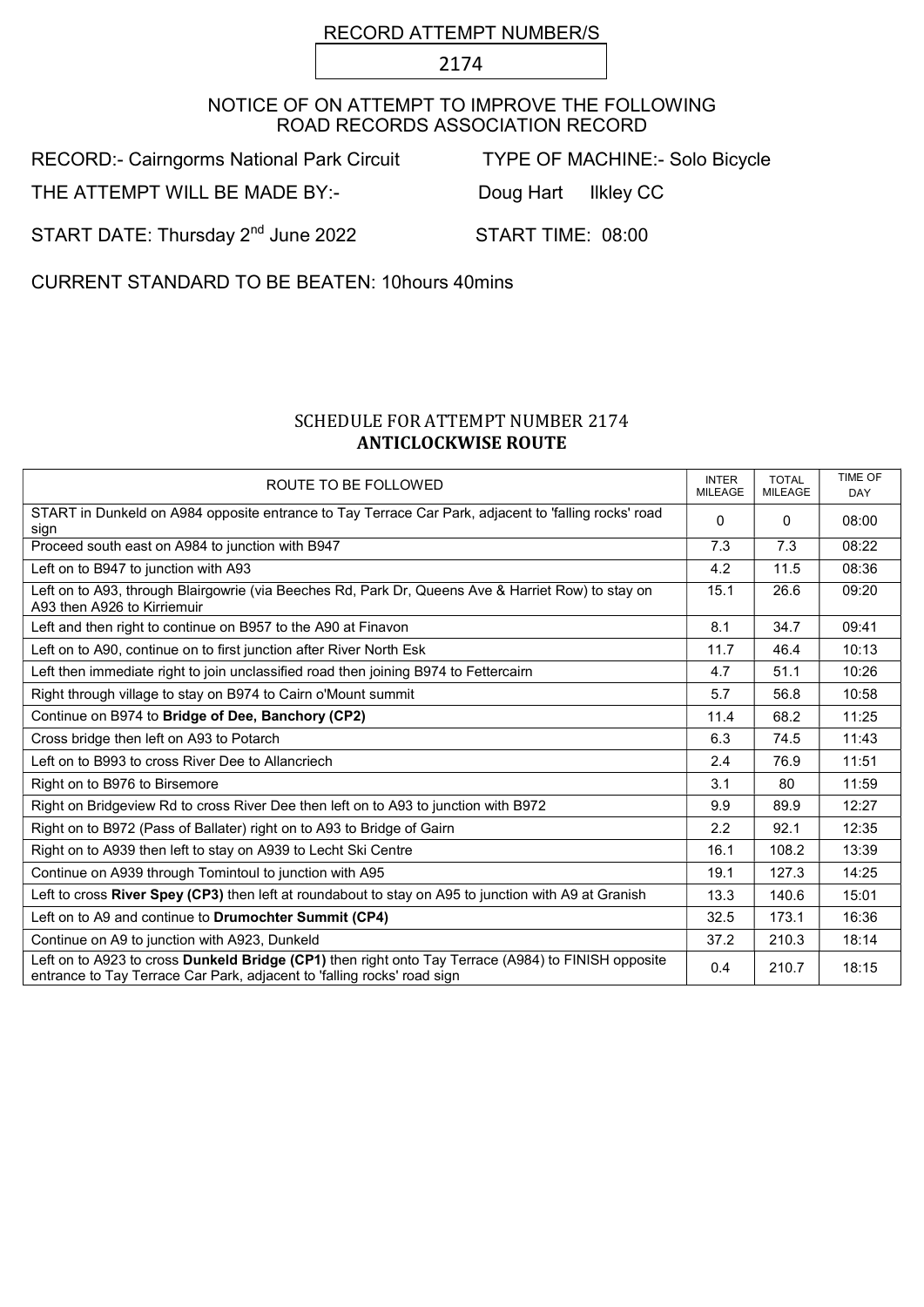RECORD ATTEMPT NUMBER/S

2174

NOTICE OF ON ATTEMPT TO IMPROVE THE FOLLOWING ROAD RECORDS ASSOCIATION RECORD

RECORD:- Cairngorms National Park Circuit TYPE OF MACHINE:- Solo Bicycle

THE ATTEMPT WILL BE MADE BY:- Doug Hart Ilkley CC

START DATE: Thursday 2nd June 2022 START TIME: 08:00

CURRENT STANDARD TO BE BEATEN: 10hours 40mins

## SCHEDULE FOR ATTEMPT NUMBER 2174

## ANTICLOCKWISE ROUTE

| ROUTE TO BE FOLLOWED | INTER MILEAGE | TOTAL MILEAGE | TIME OF DAY |
|---|---|---|---|
| START in Dunkeld on A984 opposite entrance to Tay Terrace Car Park, adjacent to 'falling rocks' road sign | 0 | 0 | 08:00 |
| Proceed south east on A984 to junction with B947 | 7.3 | 7.3 | 08:22 |
| Left on to B947 to junction with A93 | 4.2 | 11.5 | 08:36 |
| Left on to A93, through Blairgowrie (via Beeches Rd, Park Dr, Queens Ave & Harriet Row) to stay on A93 then A926 to Kirriemuir | 15.1 | 26.6 | 09:20 |
| Left and then right to continue on B957 to the A90 at Finavon | 8.1 | 34.7 | 09:41 |
| Left on to A90, continue on to first junction after River North Esk | 11.7 | 46.4 | 10:13 |
| Left then immediate right to join unclassified road then joining B974 to Fettercairn | 4.7 | 51.1 | 10:26 |
| Right through village to stay on B974 to Cairn o'Mount summit | 5.7 | 56.8 | 10:58 |
| Continue on B974 to **Bridge of Dee, Banchory (CP2)** | 11.4 | 68.2 | 11:25 |
| Cross bridge then left on A93 to Potarch | 6.3 | 74.5 | 11:43 |
| Left on to B993 to cross River Dee to Allancriech | 2.4 | 76.9 | 11:51 |
| Right on to B976 to Birsemore | 3.1 | 80 | 11:59 |
| Right on Bridgeview Rd to cross River Dee then left on to A93 to junction with B972 | 9.9 | 89.9 | 12:27 |
| Right on to B972 (Pass of Ballater) right on to A93 to Bridge of Gairn | 2.2 | 92.1 | 12:35 |
| Right on to A939 then left to stay on A939 to Lecht Ski Centre | 16.1 | 108.2 | 13:39 |
| Continue on A939 through Tomintoul to junction with A95 | 19.1 | 127.3 | 14:25 |
| Left to cross **River Spey (CP3)** then left at roundabout to stay on A95 to junction with A9 at Granish | 13.3 | 140.6 | 15:01 |
| Left on to A9 and continue to **Drumochter Summit (CP4)** | 32.5 | 173.1 | 16:36 |
| Continue on A9 to junction with A923, Dunkeld | 37.2 | 210.3 | 18:14 |
| Left on to A923 to cross **Dunkeld Bridge (CP1)** then right onto Tay Terrace (A984) to FINISH opposite entrance to Tay Terrace Car Park, adjacent to 'falling rocks' road sign | 0.4 | 210.7 | 18:15 |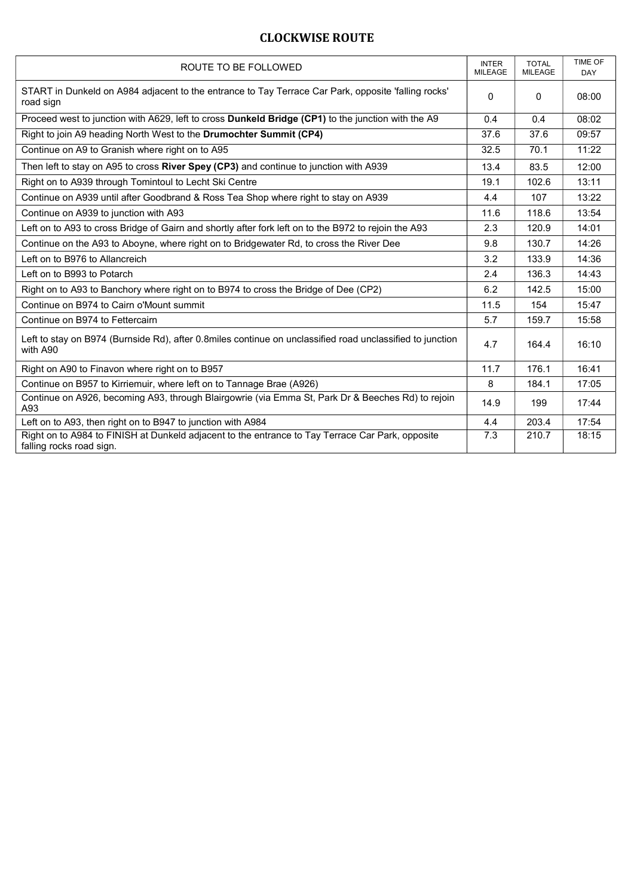# CLOCKWISE ROUTE

| ROUTE TO BE FOLLOWED | INTER MILEAGE | TOTAL MILEAGE | TIME OF DAY |
|---|---|---|---|
| START in Dunkeld on A984 adjacent to the entrance to Tay Terrace Car Park, opposite 'falling rocks' road sign | 0 | 0 | 08:00 |
| Proceed west to junction with A629, left to cross **Dunkeld Bridge (CP1)** to the junction with the A9 | 0.4 | 0.4 | 08:02 |
| Right to join A9 heading North West to the **Drumochter Summit (CP4)** | 37.6 | 37.6 | 09:57 |
| Continue on A9 to Granish where right on to A95 | 32.5 | 70.1 | 11:22 |
| Then left to stay on A95 to cross **River Spey (CP3)** and continue to junction with A939 | 13.4 | 83.5 | 12:00 |
| Right on to A939 through Tomintoul to Lecht Ski Centre | 19.1 | 102.6 | 13:11 |
| Continue on A939 until after Goodbrand & Ross Tea Shop where right to stay on A939 | 4.4 | 107 | 13:22 |
| Continue on A939 to junction with A93 | 11.6 | 118.6 | 13:54 |
| Left on to A93 to cross Bridge of Gairn and shortly after fork left on to the B972 to rejoin the A93 | 2.3 | 120.9 | 14:01 |
| Continue on the A93 to Aboyne, where right on to Bridgewater Rd, to cross the River Dee | 9.8 | 130.7 | 14:26 |
| Left on to B976 to Allancreich | 3.2 | 133.9 | 14:36 |
| Left on to B993 to Potarch | 2.4 | 136.3 | 14:43 |
| Right on to A93 to Banchory where right on to B974 to cross the Bridge of Dee (CP2) | 6.2 | 142.5 | 15:00 |
| Continue on B974 to Cairn o'Mount summit | 11.5 | 154 | 15:47 |
| Continue on B974 to Fettercairn | 5.7 | 159.7 | 15:58 |
| Left to stay on B974 (Burnside Rd), after 0.8miles continue on unclassified road unclassified to junction with A90 | 4.7 | 164.4 | 16:10 |
| Right on A90 to Finavon where right on to B957 | 11.7 | 176.1 | 16:41 |
| Continue on B957 to Kirriemuir, where left on to Tannage Brae (A926) | 8 | 184.1 | 17:05 |
| Continue on A926, becoming A93, through Blairgowrie (via Emma St, Park Dr & Beeches Rd) to rejoin A93 | 14.9 | 199 | 17:44 |
| Left on to A93, then right on to B947 to junction with A984 | 4.4 | 203.4 | 17:54 |
| Right on to A984 to FINISH at Dunkeld adjacent to the entrance to Tay Terrace Car Park, opposite falling rocks road sign. | 7.3 | 210.7 | 18:15 |